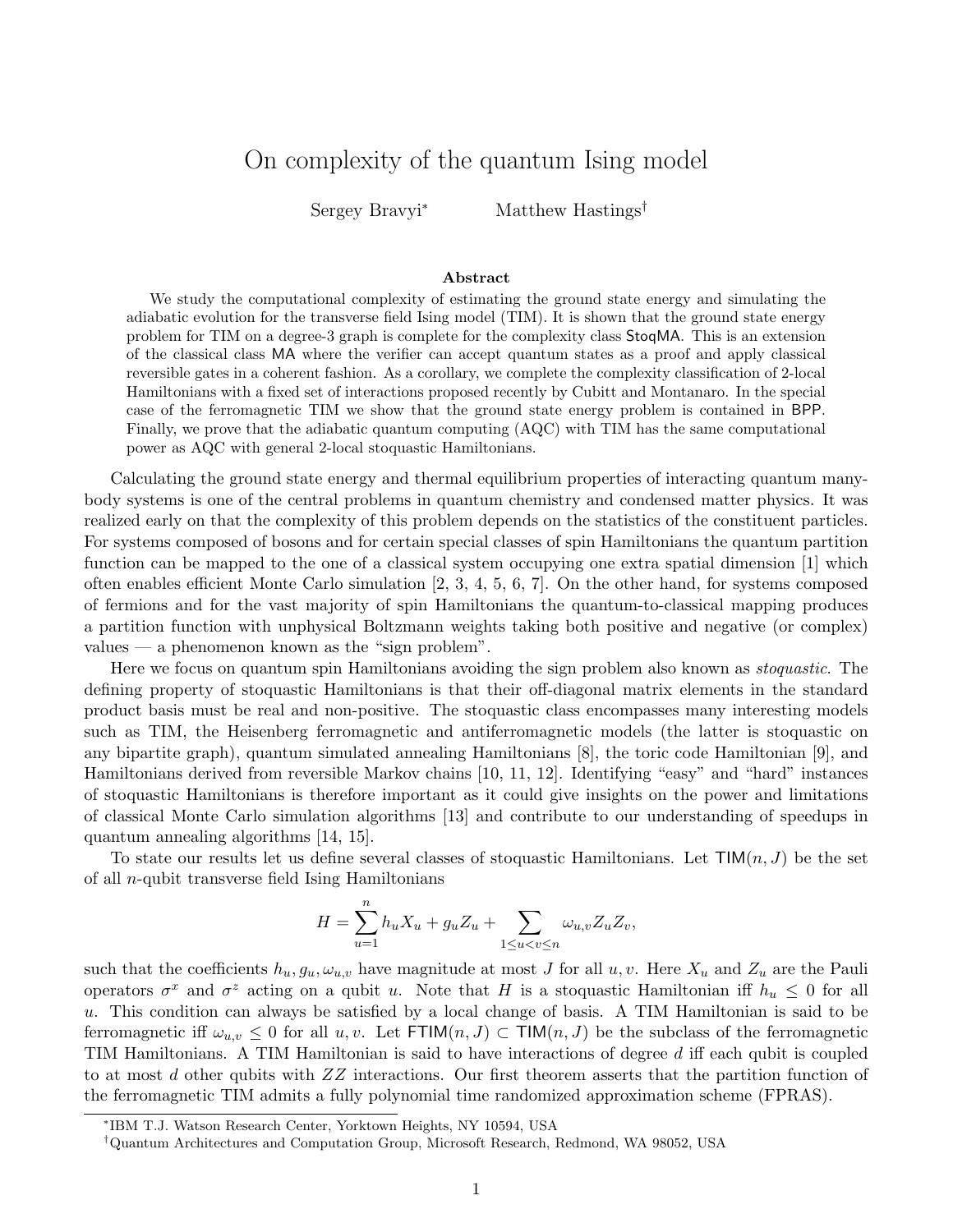# On complexity of the quantum Ising model

Sergey Bravyi[*] Matthew Hastings[†]

### Abstract

We study the computational complexity of estimating the ground state energy and simulating the adiabatic evolution for the transverse field Ising model (TIM). It is shown that the ground state energy problem for TIM on a degree-3 graph is complete for the complexity class StoqMA. This is an extension of the classical class MA where the verifier can accept quantum states as a proof and apply classical reversible gates in a coherent fashion. As a corollary, we complete the complexity classification of 2-local Hamiltonians with a fixed set of interactions proposed recently by Cubitt and Montanaro. In the special case of the ferromagnetic TIM we show that the ground state energy problem is contained in BPP. Finally, we prove that the adiabatic quantum computing (AQC) with TIM has the same computational power as AQC with general 2-local stoquastic Hamiltonians.

Calculating the ground state energy and thermal equilibrium properties of interacting quantum many-body systems is one of the central problems in quantum chemistry and condensed matter physics. It was realized early on that the complexity of this problem depends on the statistics of the constituent particles. For systems composed of bosons and for certain special classes of spin Hamiltonians the quantum partition function can be mapped to the one of a classical system occupying one extra spatial dimension [1] which often enables efficient Monte Carlo simulation [2, 3, 4, 5, 6, 7]. On the other hand, for systems composed of fermions and for the vast majority of spin Hamiltonians the quantum-to-classical mapping produces a partition function with unphysical Boltzmann weights taking both positive and negative (or complex) values — a phenomenon known as the "sign problem".

Here we focus on quantum spin Hamiltonians avoiding the sign problem also known as *stoquastic*. The defining property of stoquastic Hamiltonians is that their off-diagonal matrix elements in the standard product basis must be real and non-positive. The stoquastic class encompasses many interesting models such as TIM, the Heisenberg ferromagnetic and antiferromagnetic models (the latter is stoquastic on any bipartite graph), quantum simulated annealing Hamiltonians [8], the toric code Hamiltonian [9], and Hamiltonians derived from reversible Markov chains [10, 11, 12]. Identifying "easy" and "hard" instances of stoquastic Hamiltonians is therefore important as it could give insights on the power and limitations of classical Monte Carlo simulation algorithms [13] and contribute to our understanding of speedups in quantum annealing algorithms [14, 15].

To state our results let us define several classes of stoquastic Hamiltonians. Let $\mathsf{TIM}(n,J)$ be the set of all $n$-qubit transverse field Ising Hamiltonians

$$H = \sum_{u=1}^{n} h_u X_u + g_u Z_u + \sum_{1\le u<v\le n} \omega_{u,v} Z_u Z_v,$$

such that the coefficients $h_u, g_u, \omega_{u,v}$ have magnitude at most $J$ for all $u, v$. Here $X_u$ and $Z_u$ are the Pauli operators $\sigma^x$ and $\sigma^z$ acting on a qubit $u$. Note that $H$ is a stoquastic Hamiltonian iff $h_u \le 0$ for all $u$. This condition can always be satisfied by a local change of basis. A TIM Hamiltonian is said to be ferromagnetic iff $\omega_{u,v} \le 0$ for all $u, v$. Let $\mathsf{FTIM}(n,J) \subset \mathsf{TIM}(n,J)$ be the subclass of the ferromagnetic TIM Hamiltonians. A TIM Hamiltonian is said to have interactions of degree $d$ iff each qubit is coupled to at most $d$ other qubits with $ZZ$ interactions. Our first theorem asserts that the partition function of the ferromagnetic TIM admits a fully polynomial time randomized approximation scheme (FPRAS).

[*] IBM T.J. Watson Research Center, Yorktown Heights, NY 10594, USA

[†] Quantum Architectures and Computation Group, Microsoft Research, Redmond, WA 98052, USA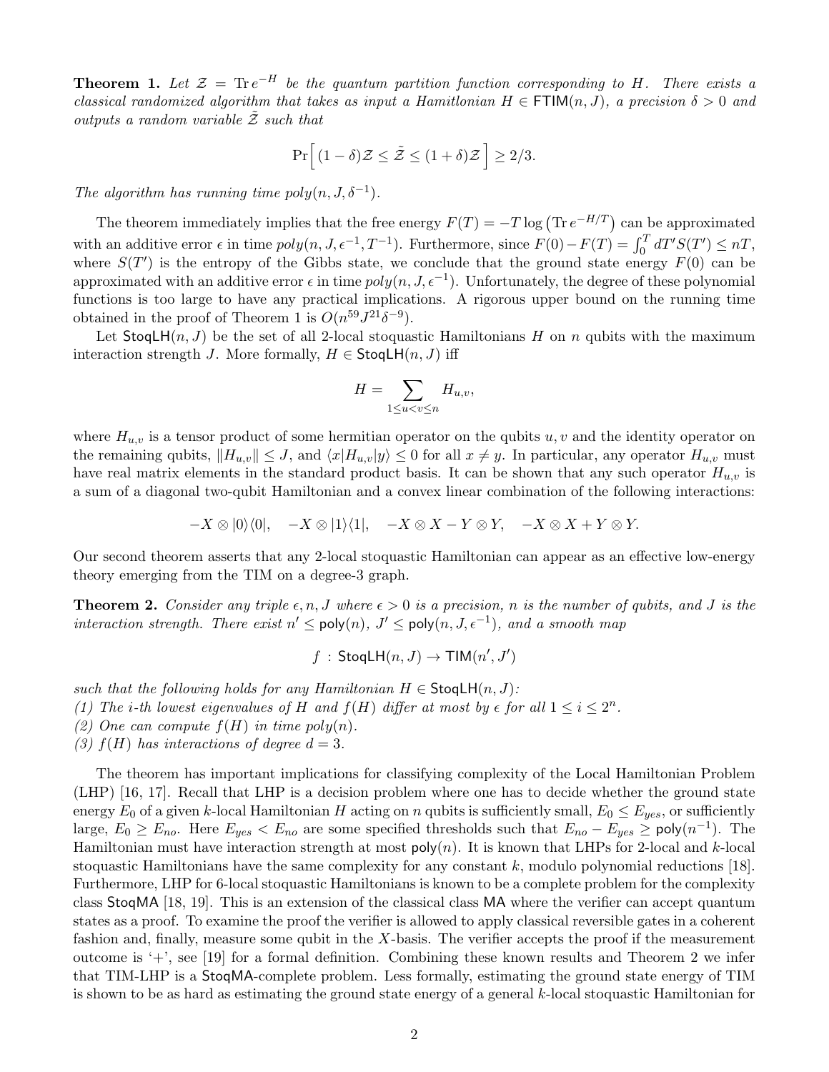**Theorem 1.** *Let $\mathcal{Z} = \operatorname{Tr} e^{-H}$ be the quantum partition function corresponding to $H$. There exists a classical randomized algorithm that takes as input a Hamitlonian $H \in \mathsf{FTIM}(n, J)$, a precision $\delta > 0$ and outputs a random variable $\tilde{\mathcal{Z}}$ such that*

$$\Pr\Big[\, (1-\delta)\mathcal{Z} \le \tilde{\mathcal{Z}} \le (1+\delta)\mathcal{Z} \,\Big] \ge 2/3.$$

*The algorithm has running time $poly(n, J, \delta^{-1})$.*

The theorem immediately implies that the free energy $F(T) = -T \log\left(\operatorname{Tr} e^{-H/T}\right)$ can be approximated with an additive error $\epsilon$ in time $poly(n, J, \epsilon^{-1}, T^{-1})$. Furthermore, since $F(0) - F(T) = \int_0^T dT' S(T') \le nT$, where $S(T')$ is the entropy of the Gibbs state, we conclude that the ground state energy $F(0)$ can be approximated with an additive error $\epsilon$ in time $poly(n, J, \epsilon^{-1})$. Unfortunately, the degree of these polynomial functions is too large to have any practical implications. A rigorous upper bound on the running time obtained in the proof of Theorem 1 is $O(n^{59} J^{21} \delta^{-9})$.

Let $\mathsf{StoqLH}(n, J)$ be the set of all 2-local stoquastic Hamiltonians $H$ on $n$ qubits with the maximum interaction strength $J$. More formally, $H \in \mathsf{StoqLH}(n, J)$ iff

$$H = \sum_{1 \le u < v \le n} H_{u,v},$$

where $H_{u,v}$ is a tensor product of some hermitian operator on the qubits $u, v$ and the identity operator on the remaining qubits, $\|H_{u,v}\| \le J$, and $\langle x | H_{u,v} | y \rangle \le 0$ for all $x \ne y$. In particular, any operator $H_{u,v}$ must have real matrix elements in the standard product basis. It can be shown that any such operator $H_{u,v}$ is a sum of a diagonal two-qubit Hamiltonian and a convex linear combination of the following interactions:

$$-X \otimes |0\rangle\langle 0|, \quad -X \otimes |1\rangle\langle 1|, \quad -X \otimes X - Y \otimes Y, \quad -X \otimes X + Y \otimes Y.$$

Our second theorem asserts that any 2-local stoquastic Hamiltonian can appear as an effective low-energy theory emerging from the TIM on a degree-3 graph.

**Theorem 2.** *Consider any triple $\epsilon, n, J$ where $\epsilon > 0$ is a precision, $n$ is the number of qubits, and $J$ is the interaction strength. There exist $n' \le \mathsf{poly}(n)$, $J' \le \mathsf{poly}(n, J, \epsilon^{-1})$, and a smooth map*

$$f \,:\, \mathsf{StoqLH}(n, J) \to \mathsf{TIM}(n', J')$$

*such that the following holds for any Hamiltonian $H \in \mathsf{StoqLH}(n, J)$:*
*(1) The $i$-th lowest eigenvalues of $H$ and $f(H)$ differ at most by $\epsilon$ for all $1 \le i \le 2^n$.*
*(2) One can compute $f(H)$ in time $poly(n)$.*
*(3) $f(H)$ has interactions of degree $d = 3$.*

The theorem has important implications for classifying complexity of the Local Hamiltonian Problem (LHP) [16, 17]. Recall that LHP is a decision problem where one has to decide whether the ground state energy $E_0$ of a given $k$-local Hamiltonian $H$ acting on $n$ qubits is sufficiently small, $E_0 \le E_{yes}$, or sufficiently large, $E_0 \ge E_{no}$. Here $E_{yes} < E_{no}$ are some specified thresholds such that $E_{no} - E_{yes} \ge \mathsf{poly}(n^{-1})$. The Hamiltonian must have interaction strength at most $\mathsf{poly}(n)$. It is known that LHPs for 2-local and $k$-local stoquastic Hamiltonians have the same complexity for any constant $k$, modulo polynomial reductions [18]. Furthermore, LHP for 6-local stoquastic Hamiltonians is known to be a complete problem for the complexity class $\mathsf{StoqMA}$ [18, 19]. This is an extension of the classical class $\mathsf{MA}$ where the verifier can accept quantum states as a proof. To examine the proof the verifier is allowed to apply classical reversible gates in a coherent fashion and, finally, measure some qubit in the $X$-basis. The verifier accepts the proof if the measurement outcome is '+', see [19] for a formal definition. Combining these known results and Theorem 2 we infer that TIM-LHP is a $\mathsf{StoqMA}$-complete problem. Less formally, estimating the ground state energy of TIM is shown to be as hard as estimating the ground state energy of a general $k$-local stoquastic Hamiltonian for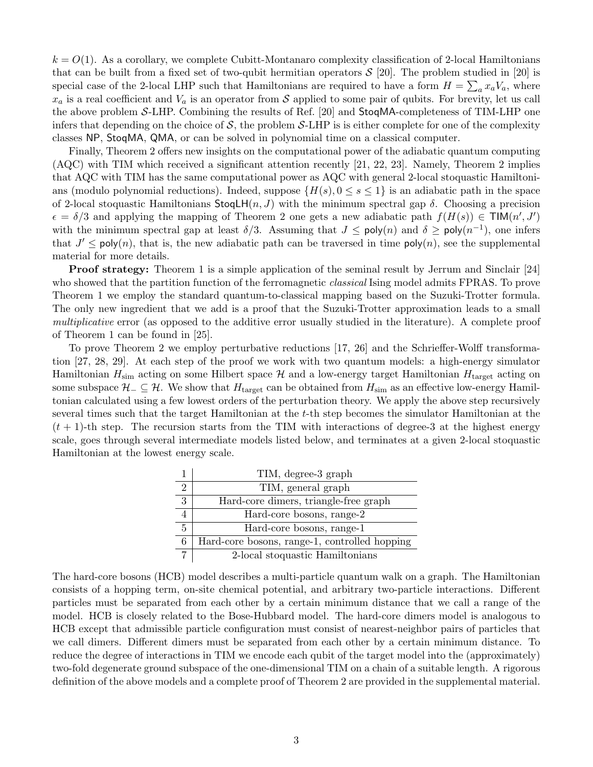$k = O(1)$. As a corollary, we complete Cubitt-Montanaro complexity classification of 2-local Hamiltonians that can be built from a fixed set of two-qubit hermitian operators $\mathcal{S}$ [20]. The problem studied in [20] is special case of the 2-local LHP such that Hamiltonians are required to have a form $H = \sum_a x_a V_a$, where $x_a$ is a real coefficient and $V_a$ is an operator from $\mathcal{S}$ applied to some pair of qubits. For brevity, let us call the above problem $\mathcal{S}$-LHP. Combining the results of Ref. [20] and StoqMA-completeness of TIM-LHP one infers that depending on the choice of $\mathcal{S}$, the problem $\mathcal{S}$-LHP is is either complete for one of the complexity classes NP, StoqMA, QMA, or can be solved in polynomial time on a classical computer.

Finally, Theorem 2 offers new insights on the computational power of the adiabatic quantum computing (AQC) with TIM which received a significant attention recently [21, 22, 23]. Namely, Theorem 2 implies that AQC with TIM has the same computational power as AQC with general 2-local stoquastic Hamiltonians (modulo polynomial reductions). Indeed, suppose $\{H(s), 0 \le s \le 1\}$ is an adiabatic path in the space of 2-local stoquastic Hamiltonians $\mathsf{StoqLH}(n, J)$ with the minimum spectral gap $\delta$. Choosing a precision $\epsilon = \delta/3$ and applying the mapping of Theorem 2 one gets a new adiabatic path $f(H(s)) \in \mathsf{TIM}(n', J')$ with the minimum spectral gap at least $\delta/3$. Assuming that $J \le \mathsf{poly}(n)$ and $\delta \ge \mathsf{poly}(n^{-1})$, one infers that $J' \le \mathsf{poly}(n)$, that is, the new adiabatic path can be traversed in time $\mathsf{poly}(n)$, see the supplemental material for more details.

**Proof strategy:** Theorem 1 is a simple application of the seminal result by Jerrum and Sinclair [24] who showed that the partition function of the ferromagnetic *classical* Ising model admits FPRAS. To prove Theorem 1 we employ the standard quantum-to-classical mapping based on the Suzuki-Trotter formula. The only new ingredient that we add is a proof that the Suzuki-Trotter approximation leads to a small *multiplicative* error (as opposed to the additive error usually studied in the literature). A complete proof of Theorem 1 can be found in [25].

To prove Theorem 2 we employ perturbative reductions [17, 26] and the Schrieffer-Wolff transformation [27, 28, 29]. At each step of the proof we work with two quantum models: a high-energy simulator Hamiltonian $H_{\mathrm{sim}}$ acting on some Hilbert space $\mathcal{H}$ and a low-energy target Hamiltonian $H_{\mathrm{target}}$ acting on some subspace $\mathcal{H}_- \subseteq \mathcal{H}$. We show that $H_{\mathrm{target}}$ can be obtained from $H_{\mathrm{sim}}$ as an effective low-energy Hamiltonian calculated using a few lowest orders of the perturbation theory. We apply the above step recursively several times such that the target Hamiltonian at the $t$-th step becomes the simulator Hamiltonian at the $(t+1)$-th step. The recursion starts from the TIM with interactions of degree-3 at the highest energy scale, goes through several intermediate models listed below, and terminates at a given 2-local stoquastic Hamiltonian at the lowest energy scale.

| | |
|---|---|
| 1 | TIM, degree-3 graph |
| 2 | TIM, general graph |
| 3 | Hard-core dimers, triangle-free graph |
| 4 | Hard-core bosons, range-2 |
| 5 | Hard-core bosons, range-1 |
| 6 | Hard-core bosons, range-1, controlled hopping |
| 7 | 2-local stoquastic Hamiltonians |

The hard-core bosons (HCB) model describes a multi-particle quantum walk on a graph. The Hamiltonian consists of a hopping term, on-site chemical potential, and arbitrary two-particle interactions. Different particles must be separated from each other by a certain minimum distance that we call a range of the model. HCB is closely related to the Bose-Hubbard model. The hard-core dimers model is analogous to HCB except that admissible particle configuration must consist of nearest-neighbor pairs of particles that we call dimers. Different dimers must be separated from each other by a certain minimum distance. To reduce the degree of interactions in TIM we encode each qubit of the target model into the (approximately) two-fold degenerate ground subspace of the one-dimensional TIM on a chain of a suitable length. A rigorous definition of the above models and a complete proof of Theorem 2 are provided in the supplemental material.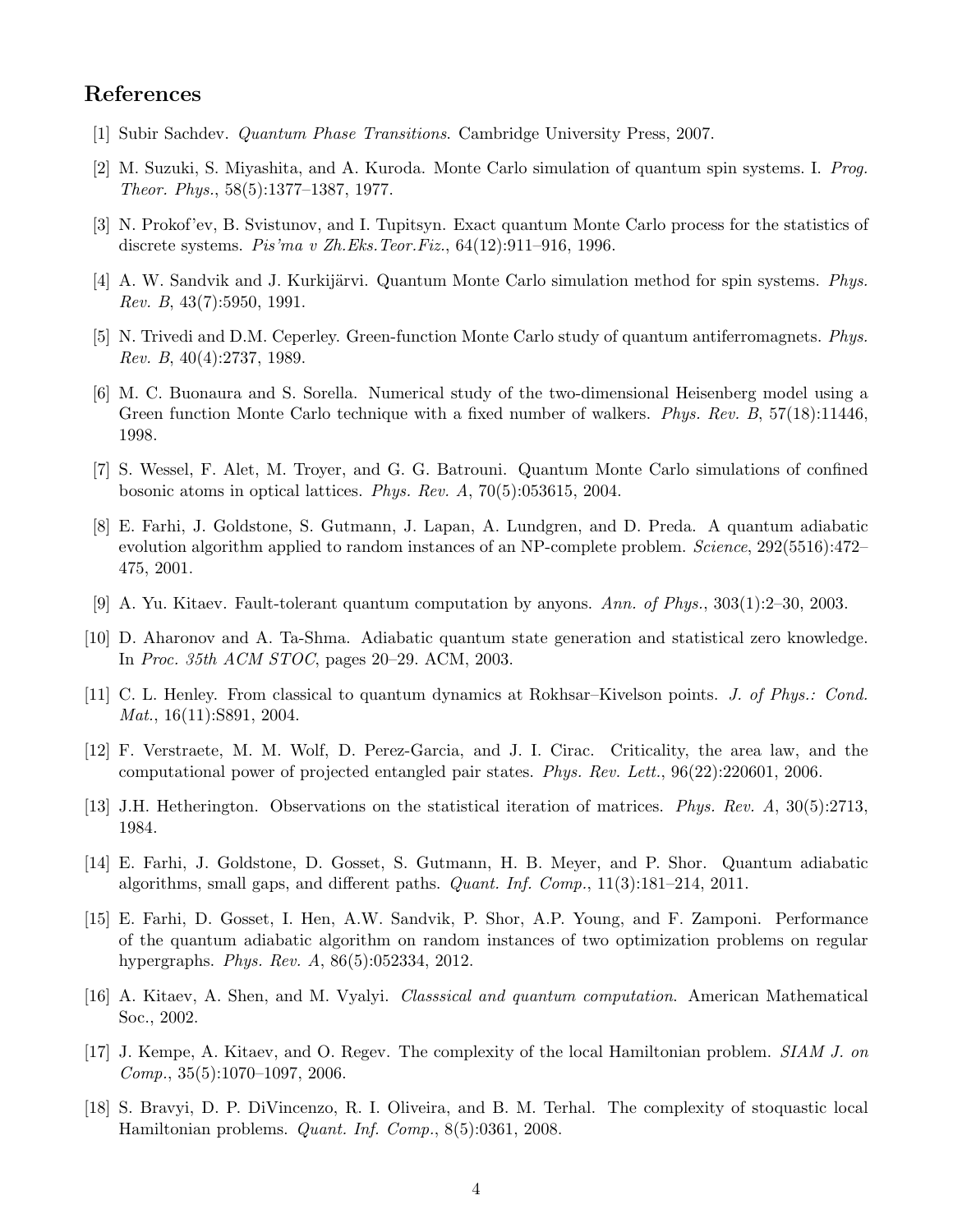## References

[1] Subir Sachdev. *Quantum Phase Transitions*. Cambridge University Press, 2007.

[2] M. Suzuki, S. Miyashita, and A. Kuroda. Monte Carlo simulation of quantum spin systems. I. *Prog. Theor. Phys.*, 58(5):1377–1387, 1977.

[3] N. Prokof'ev, B. Svistunov, and I. Tupitsyn. Exact quantum Monte Carlo process for the statistics of discrete systems. *Pis'ma v Zh.Eks.Teor.Fiz.*, 64(12):911–916, 1996.

[4] A. W. Sandvik and J. Kurkijärvi. Quantum Monte Carlo simulation method for spin systems. *Phys. Rev. B*, 43(7):5950, 1991.

[5] N. Trivedi and D.M. Ceperley. Green-function Monte Carlo study of quantum antiferromagnets. *Phys. Rev. B*, 40(4):2737, 1989.

[6] M. C. Buonaura and S. Sorella. Numerical study of the two-dimensional Heisenberg model using a Green function Monte Carlo technique with a fixed number of walkers. *Phys. Rev. B*, 57(18):11446, 1998.

[7] S. Wessel, F. Alet, M. Troyer, and G. G. Batrouni. Quantum Monte Carlo simulations of confined bosonic atoms in optical lattices. *Phys. Rev. A*, 70(5):053615, 2004.

[8] E. Farhi, J. Goldstone, S. Gutmann, J. Lapan, A. Lundgren, and D. Preda. A quantum adiabatic evolution algorithm applied to random instances of an NP-complete problem. *Science*, 292(5516):472–475, 2001.

[9] A. Yu. Kitaev. Fault-tolerant quantum computation by anyons. *Ann. of Phys.*, 303(1):2–30, 2003.

[10] D. Aharonov and A. Ta-Shma. Adiabatic quantum state generation and statistical zero knowledge. In *Proc. 35th ACM STOC*, pages 20–29. ACM, 2003.

[11] C. L. Henley. From classical to quantum dynamics at Rokhsar–Kivelson points. *J. of Phys.: Cond. Mat.*, 16(11):S891, 2004.

[12] F. Verstraete, M. M. Wolf, D. Perez-Garcia, and J. I. Cirac. Criticality, the area law, and the computational power of projected entangled pair states. *Phys. Rev. Lett.*, 96(22):220601, 2006.

[13] J.H. Hetherington. Observations on the statistical iteration of matrices. *Phys. Rev. A*, 30(5):2713, 1984.

[14] E. Farhi, J. Goldstone, D. Gosset, S. Gutmann, H. B. Meyer, and P. Shor. Quantum adiabatic algorithms, small gaps, and different paths. *Quant. Inf. Comp.*, 11(3):181–214, 2011.

[15] E. Farhi, D. Gosset, I. Hen, A.W. Sandvik, P. Shor, A.P. Young, and F. Zamponi. Performance of the quantum adiabatic algorithm on random instances of two optimization problems on regular hypergraphs. *Phys. Rev. A*, 86(5):052334, 2012.

[16] A. Kitaev, A. Shen, and M. Vyalyi. *Classsical and quantum computation*. American Mathematical Soc., 2002.

[17] J. Kempe, A. Kitaev, and O. Regev. The complexity of the local Hamiltonian problem. *SIAM J. on Comp.*, 35(5):1070–1097, 2006.

[18] S. Bravyi, D. P. DiVincenzo, R. I. Oliveira, and B. M. Terhal. The complexity of stoquastic local Hamiltonian problems. *Quant. Inf. Comp.*, 8(5):0361, 2008.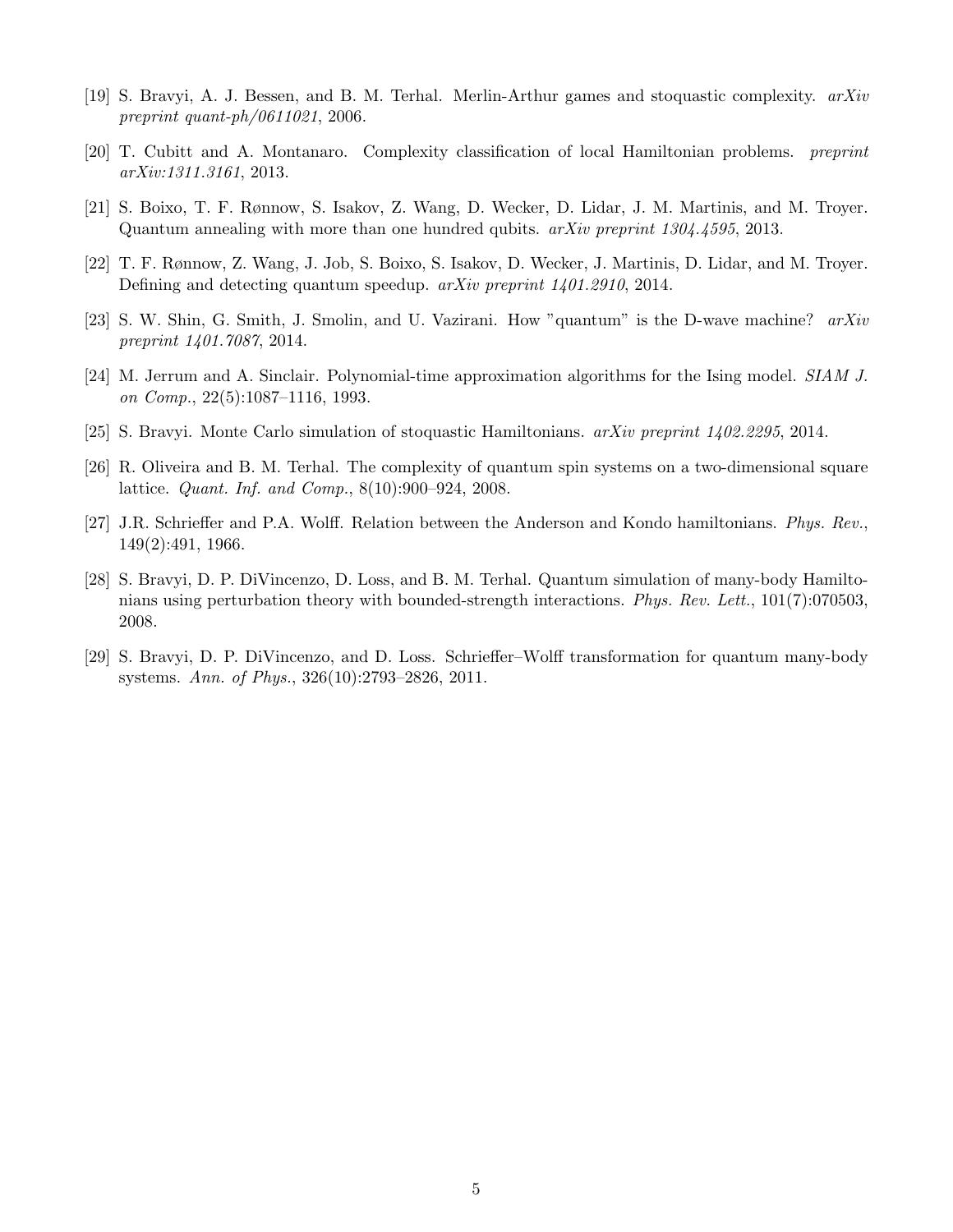[19] S. Bravyi, A. J. Bessen, and B. M. Terhal. Merlin-Arthur games and stoquastic complexity. *arXiv preprint quant-ph/0611021*, 2006.

[20] T. Cubitt and A. Montanaro. Complexity classification of local Hamiltonian problems. *preprint arXiv:1311.3161*, 2013.

[21] S. Boixo, T. F. Rønnow, S. Isakov, Z. Wang, D. Wecker, D. Lidar, J. M. Martinis, and M. Troyer. Quantum annealing with more than one hundred qubits. *arXiv preprint 1304.4595*, 2013.

[22] T. F. Rønnow, Z. Wang, J. Job, S. Boixo, S. Isakov, D. Wecker, J. Martinis, D. Lidar, and M. Troyer. Defining and detecting quantum speedup. *arXiv preprint 1401.2910*, 2014.

[23] S. W. Shin, G. Smith, J. Smolin, and U. Vazirani. How "quantum" is the D-wave machine? *arXiv preprint 1401.7087*, 2014.

[24] M. Jerrum and A. Sinclair. Polynomial-time approximation algorithms for the Ising model. *SIAM J. on Comp.*, 22(5):1087–1116, 1993.

[25] S. Bravyi. Monte Carlo simulation of stoquastic Hamiltonians. *arXiv preprint 1402.2295*, 2014.

[26] R. Oliveira and B. M. Terhal. The complexity of quantum spin systems on a two-dimensional square lattice. *Quant. Inf. and Comp.*, 8(10):900–924, 2008.

[27] J.R. Schrieffer and P.A. Wolff. Relation between the Anderson and Kondo hamiltonians. *Phys. Rev.*, 149(2):491, 1966.

[28] S. Bravyi, D. P. DiVincenzo, D. Loss, and B. M. Terhal. Quantum simulation of many-body Hamiltonians using perturbation theory with bounded-strength interactions. *Phys. Rev. Lett.*, 101(7):070503, 2008.

[29] S. Bravyi, D. P. DiVincenzo, and D. Loss. Schrieffer–Wolff transformation for quantum many-body systems. *Ann. of Phys.*, 326(10):2793–2826, 2011.